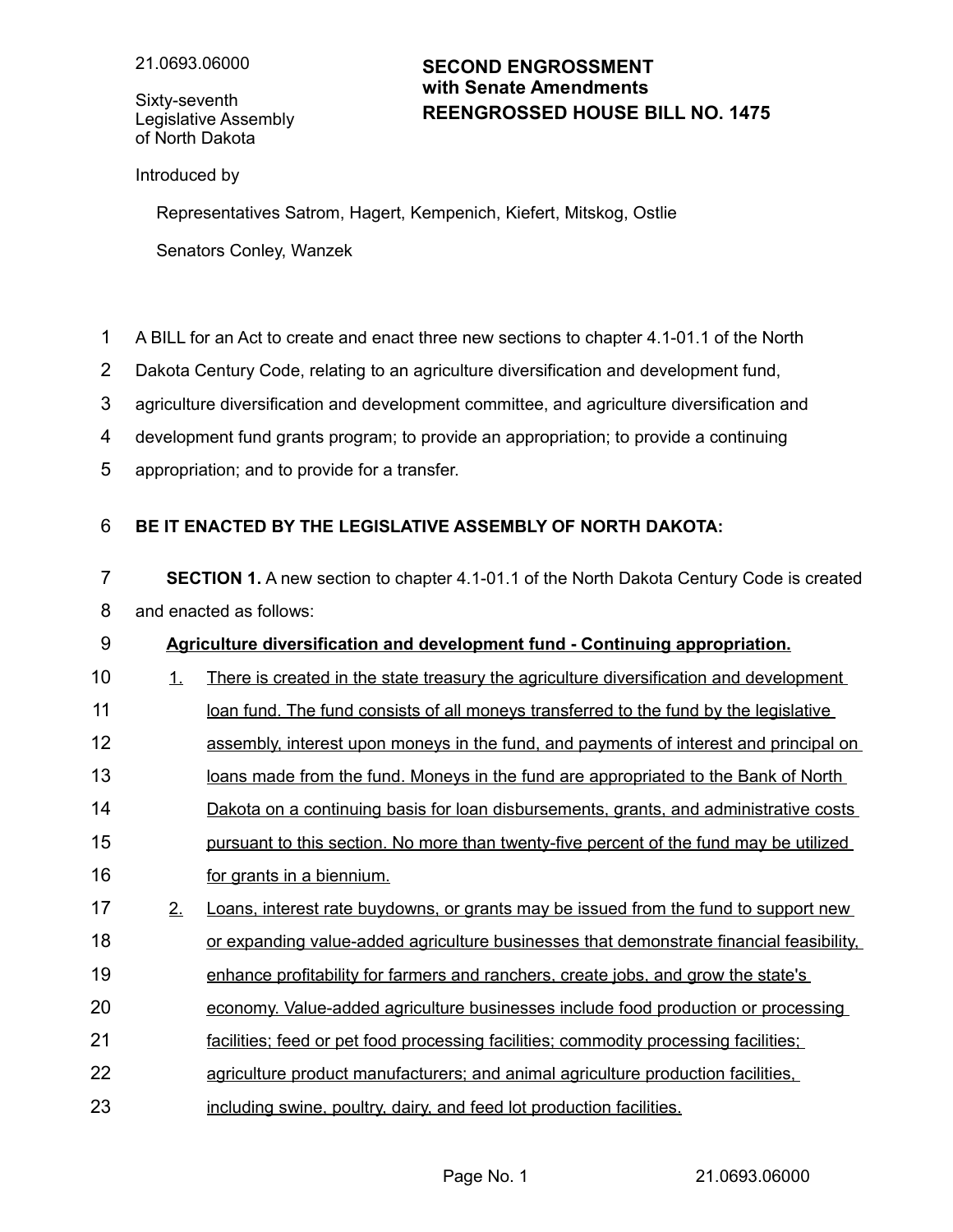21.0693.06000

Sixty-seventh Legislative Assembly of North Dakota

**SECOND ENGROSSMENT with Senate Amendments**
**REENGROSSED HOUSE BILL NO. 1475**

Introduced by

Representatives Satrom, Hagert, Kempenich, Kiefert, Mitskog, Ostlie

Senators Conley, Wanzek

A BILL for an Act to create and enact three new sections to chapter 4.1-01.1 of the North Dakota Century Code, relating to an agriculture diversification and development fund, agriculture diversification and development committee, and agriculture diversification and development fund grants program; to provide an appropriation; to provide a continuing appropriation; and to provide for a transfer.

**BE IT ENACTED BY THE LEGISLATIVE ASSEMBLY OF NORTH DAKOTA:**

**SECTION 1.** A new section to chapter 4.1-01.1 of the North Dakota Century Code is created and enacted as follows:

<u>**Agriculture diversification and development fund - Continuing appropriation.**</u>

1. <u>There is created in the state treasury the agriculture diversification and development loan fund. The fund consists of all moneys transferred to the fund by the legislative assembly, interest upon moneys in the fund, and payments of interest and principal on loans made from the fund. Moneys in the fund are appropriated to the Bank of North Dakota on a continuing basis for loan disbursements, grants, and administrative costs pursuant to this section. No more than twenty-five percent of the fund may be utilized for grants in a biennium.</u>
2. <u>Loans, interest rate buydowns, or grants may be issued from the fund to support new or expanding value-added agriculture businesses that demonstrate financial feasibility, enhance profitability for farmers and ranchers, create jobs, and grow the state's economy. Value-added agriculture businesses include food production or processing facilities; feed or pet food processing facilities; commodity processing facilities; agriculture product manufacturers; and animal agriculture production facilities, including swine, poultry, dairy, and feed lot production facilities.</u>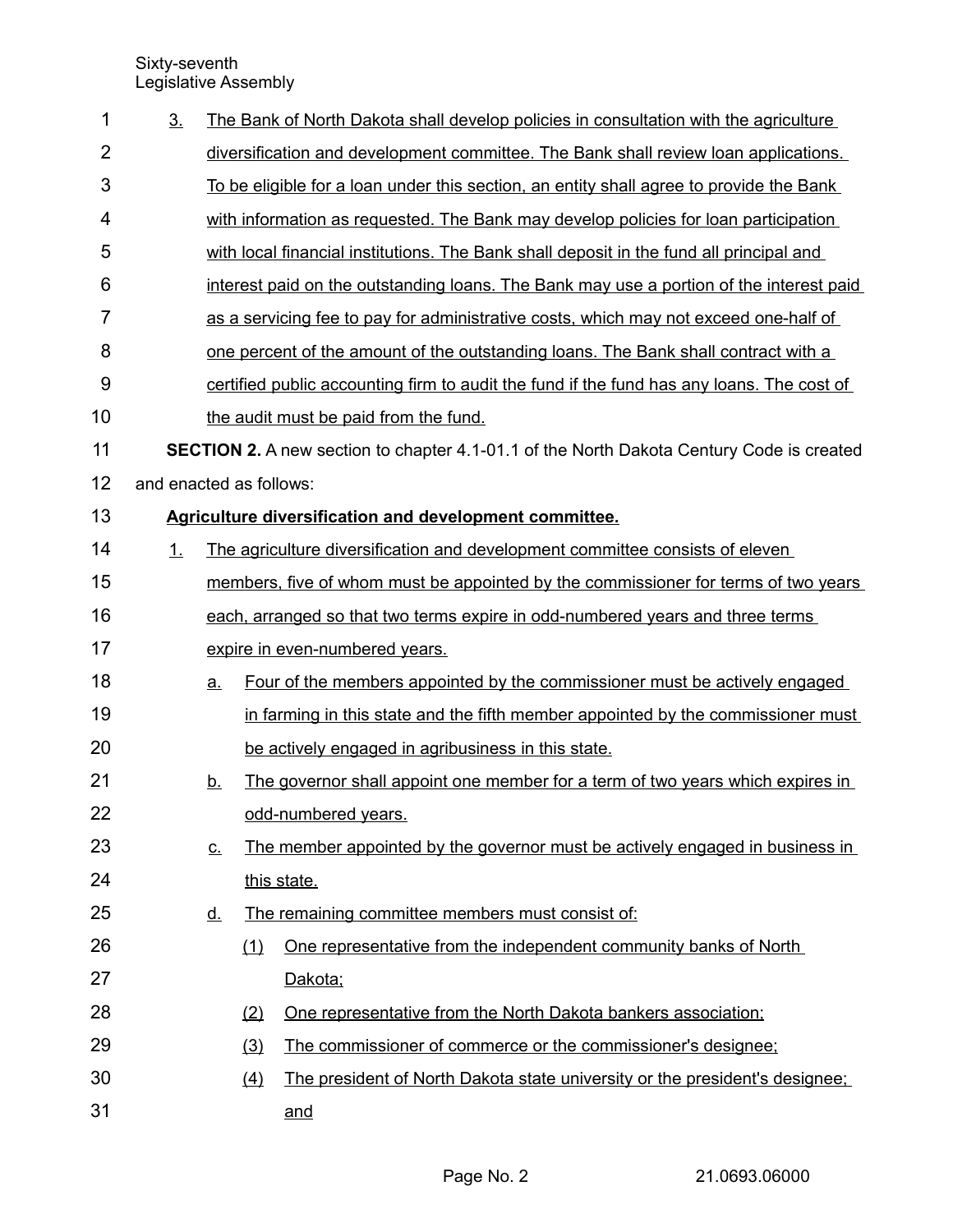3. The Bank of North Dakota shall develop policies in consultation with the agriculture diversification and development committee. The Bank shall review loan applications. To be eligible for a loan under this section, an entity shall agree to provide the Bank with information as requested. The Bank may develop policies for loan participation with local financial institutions. The Bank shall deposit in the fund all principal and interest paid on the outstanding loans. The Bank may use a portion of the interest paid as a servicing fee to pay for administrative costs, which may not exceed one-half of one percent of the amount of the outstanding loans. The Bank shall contract with a certified public accounting firm to audit the fund if the fund has any loans. The cost of the audit must be paid from the fund.

**SECTION 2.** A new section to chapter 4.1-01.1 of the North Dakota Century Code is created and enacted as follows:

**Agriculture diversification and development committee.**

1. The agriculture diversification and development committee consists of eleven members, five of whom must be appointed by the commissioner for terms of two years each, arranged so that two terms expire in odd-numbered years and three terms expire in even-numbered years.
   a. Four of the members appointed by the commissioner must be actively engaged in farming in this state and the fifth member appointed by the commissioner must be actively engaged in agribusiness in this state.
   b. The governor shall appoint one member for a term of two years which expires in odd-numbered years.
   c. The member appointed by the governor must be actively engaged in business in this state.
   d. The remaining committee members must consist of:
      (1) One representative from the independent community banks of North Dakota;
      (2) One representative from the North Dakota bankers association;
      (3) The commissioner of commerce or the commissioner's designee;
      (4) The president of North Dakota state university or the president's designee; and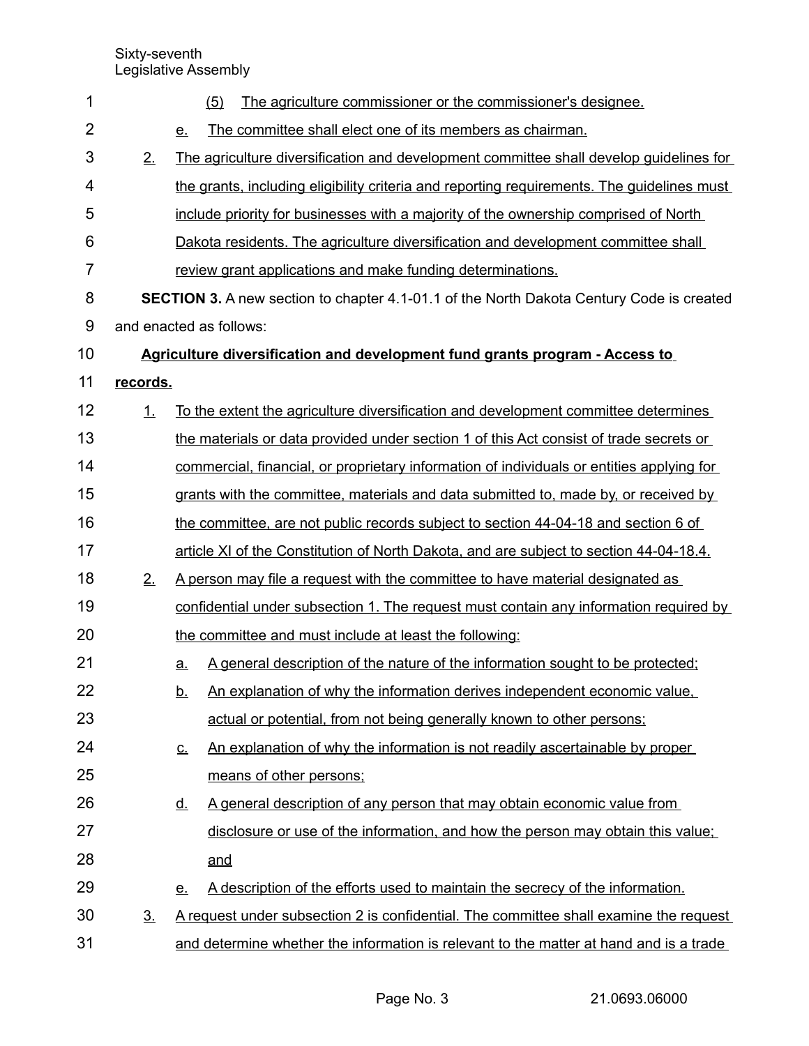(5) The agriculture commissioner or the commissioner's designee.

e. The committee shall elect one of its members as chairman.

2. The agriculture diversification and development committee shall develop guidelines for the grants, including eligibility criteria and reporting requirements. The guidelines must include priority for businesses with a majority of the ownership comprised of North Dakota residents. The agriculture diversification and development committee shall review grant applications and make funding determinations.

**SECTION 3.** A new section to chapter 4.1-01.1 of the North Dakota Century Code is created and enacted as follows:

**Agriculture diversification and development fund grants program - Access to records.**

1. To the extent the agriculture diversification and development committee determines the materials or data provided under section 1 of this Act consist of trade secrets or commercial, financial, or proprietary information of individuals or entities applying for grants with the committee, materials and data submitted to, made by, or received by the committee, are not public records subject to section 44-04-18 and section 6 of article XI of the Constitution of North Dakota, and are subject to section 44-04-18.4.

2. A person may file a request with the committee to have material designated as confidential under subsection 1. The request must contain any information required by the committee and must include at least the following:

   a. A general description of the nature of the information sought to be protected;

   b. An explanation of why the information derives independent economic value, actual or potential, from not being generally known to other persons;

   c. An explanation of why the information is not readily ascertainable by proper means of other persons;

   d. A general description of any person that may obtain economic value from disclosure or use of the information, and how the person may obtain this value; and

   e. A description of the efforts used to maintain the secrecy of the information.

3. A request under subsection 2 is confidential. The committee shall examine the request and determine whether the information is relevant to the matter at hand and is a trade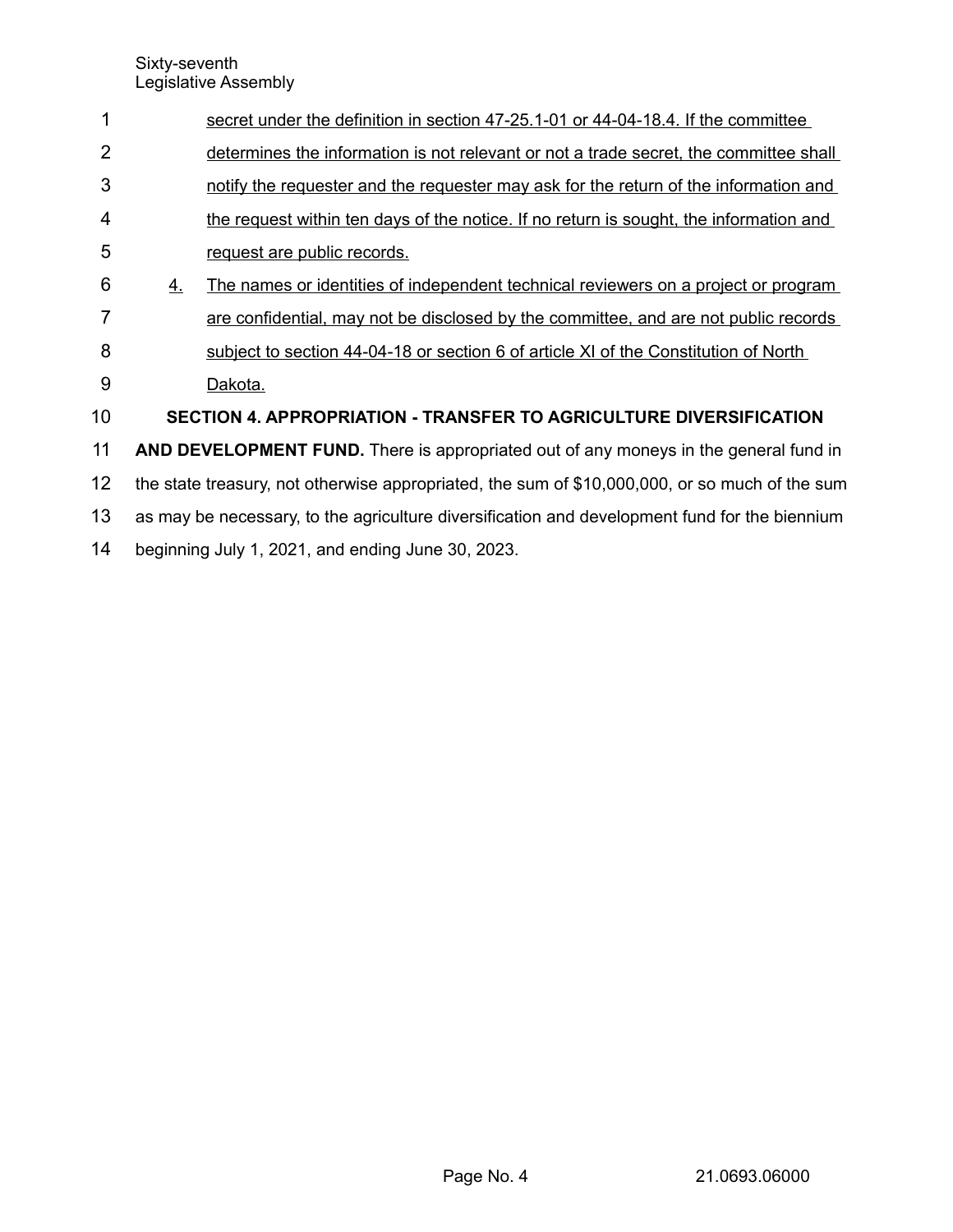secret under the definition in section 47-25.1-01 or 44-04-18.4. If the committee determines the information is not relevant or not a trade secret, the committee shall notify the requester and the requester may ask for the return of the information and the request within ten days of the notice. If no return is sought, the information and request are public records.

4. The names or identities of independent technical reviewers on a project or program are confidential, may not be disclosed by the committee, and are not public records subject to section 44-04-18 or section 6 of article XI of the Constitution of North Dakota.

**SECTION 4. APPROPRIATION - TRANSFER TO AGRICULTURE DIVERSIFICATION AND DEVELOPMENT FUND.** There is appropriated out of any moneys in the general fund in the state treasury, not otherwise appropriated, the sum of $10,000,000, or so much of the sum as may be necessary, to the agriculture diversification and development fund for the biennium beginning July 1, 2021, and ending June 30, 2023.